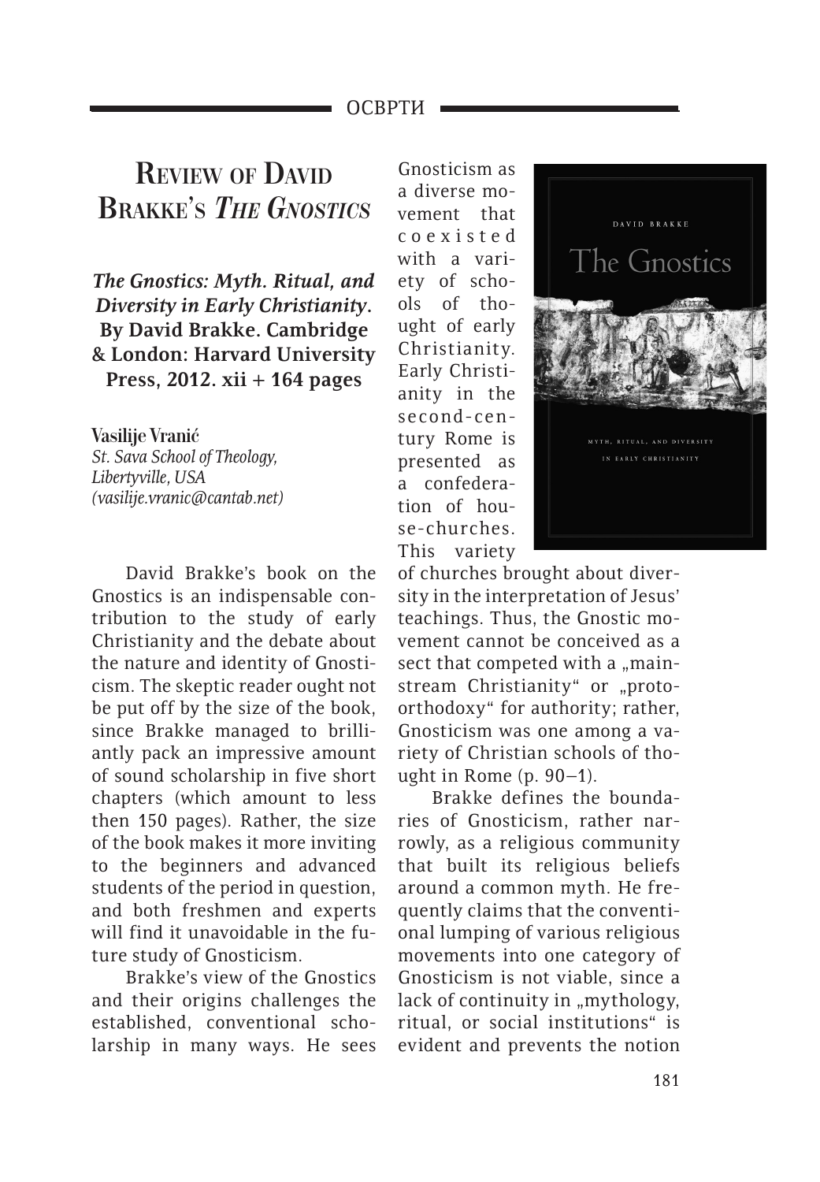# Review of David Brakke's *The Gnostics*

***The Gnostics: Myth. Ritual, and Diversity in Early Christianity*. By David Brakke. Cambridge & London: Harvard University Press, 2012. xii + 164 pages**

**Vasilije Vranić**
*St. Sava School of Theology, Libertyville, USA (vasilije.vranic@cantab.net)*

David Brakke's book on the Gnostics is an indispensable contribution to the study of early Christianity and the debate about the nature and identity of Gnosticism. The skeptic reader ought not be put off by the size of the book, since Brakke managed to brilliantly pack an impressive amount of sound scholarship in five short chapters (which amount to less then 150 pages). Rather, the size of the book makes it more inviting to the beginners and advanced students of the period in question, and both freshmen and experts will find it unavoidable in the future study of Gnosticism.

Brakke's view of the Gnostics and their origins challenges the established, conventional scholarship in many ways. He sees Gnosticism as a diverse movement that coexisted with a variety of schools of thought of early Christianity. Early Christianity in the second-century Rome is presented as a confederation of house-churches. This variety of churches brought about diversity in the interpretation of Jesus' teachings. Thus, the Gnostic movement cannot be conceived as a sect that competed with a „mainstream Christianity" or „proto-orthodoxy" for authority; rather, Gnosticism was one among a variety of Christian schools of thought in Rome (p. 90–1).

Brakke defines the boundaries of Gnosticism, rather narrowly, as a religious community that built its religious beliefs around a common myth. He frequently claims that the conventional lumping of various religious movements into one category of Gnosticism is not viable, since a lack of continuity in „mythology, ritual, or social institutions" is evident and prevents the notion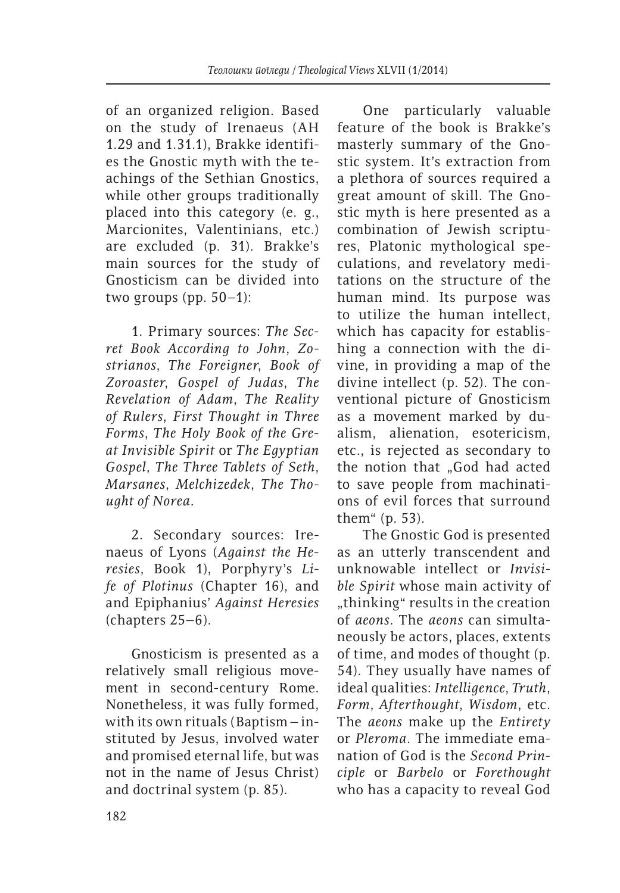of an organized religion. Based on the study of Irenaeus (AH 1.29 and 1.31.1), Brakke identifies the Gnostic myth with the teachings of the Sethian Gnostics, while other groups traditionally placed into this category (e. g., Marcionites, Valentinians, etc.) are excluded (p. 31). Brakke's main sources for the study of Gnosticism can be divided into two groups (pp. 50–1):

1. Primary sources: *The Secret Book According to John*, *Zostrianos*, *The Foreigner*, *Book of Zoroaster*, *Gospel of Judas*, *The Revelation of Adam*, *The Reality of Rulers*, *First Thought in Three Forms*, *The Holy Book of the Great Invisible Spirit* or *The Egyptian Gospel*, *The Three Tablets of Seth*, *Marsanes*, *Melchizedek*, *The Thought of Norea*.

2. Secondary sources: Irenaeus of Lyons (*Against the Heresies*, Book 1), Porphyry's *Life of Plotinus* (Chapter 16), and and Epiphanius' *Against Heresies* (chapters 25–6).

Gnosticism is presented as a relatively small religious movement in second-century Rome. Nonetheless, it was fully formed, with its own rituals (Baptism – instituted by Jesus, involved water and promised eternal life, but was not in the name of Jesus Christ) and doctrinal system (p. 85).

One particularly valuable feature of the book is Brakke's masterly summary of the Gnostic system. It's extraction from a plethora of sources required a great amount of skill. The Gnostic myth is here presented as a combination of Jewish scriptures, Platonic mythological speculations, and revelatory meditations on the structure of the human mind. Its purpose was to utilize the human intellect, which has capacity for establishing a connection with the divine, in providing a map of the divine intellect (p. 52). The conventional picture of Gnosticism as a movement marked by dualism, alienation, esotericism, etc., is rejected as secondary to the notion that „God had acted to save people from machinations of evil forces that surround them" (p. 53).

The Gnostic God is presented as an utterly transcendent and unknowable intellect or *Invisible Spirit* whose main activity of „thinking" results in the creation of *aeons*. The *aeons* can simultaneously be actors, places, extents of time, and modes of thought (p. 54). They usually have names of ideal qualities: *Intelligence*, *Truth*, *Form*, *Afterthought*, *Wisdom*, etc. The *aeons* make up the *Entirety* or *Pleroma*. The immediate emanation of God is the *Second Principle* or *Barbelo* or *Forethought* who has a capacity to reveal God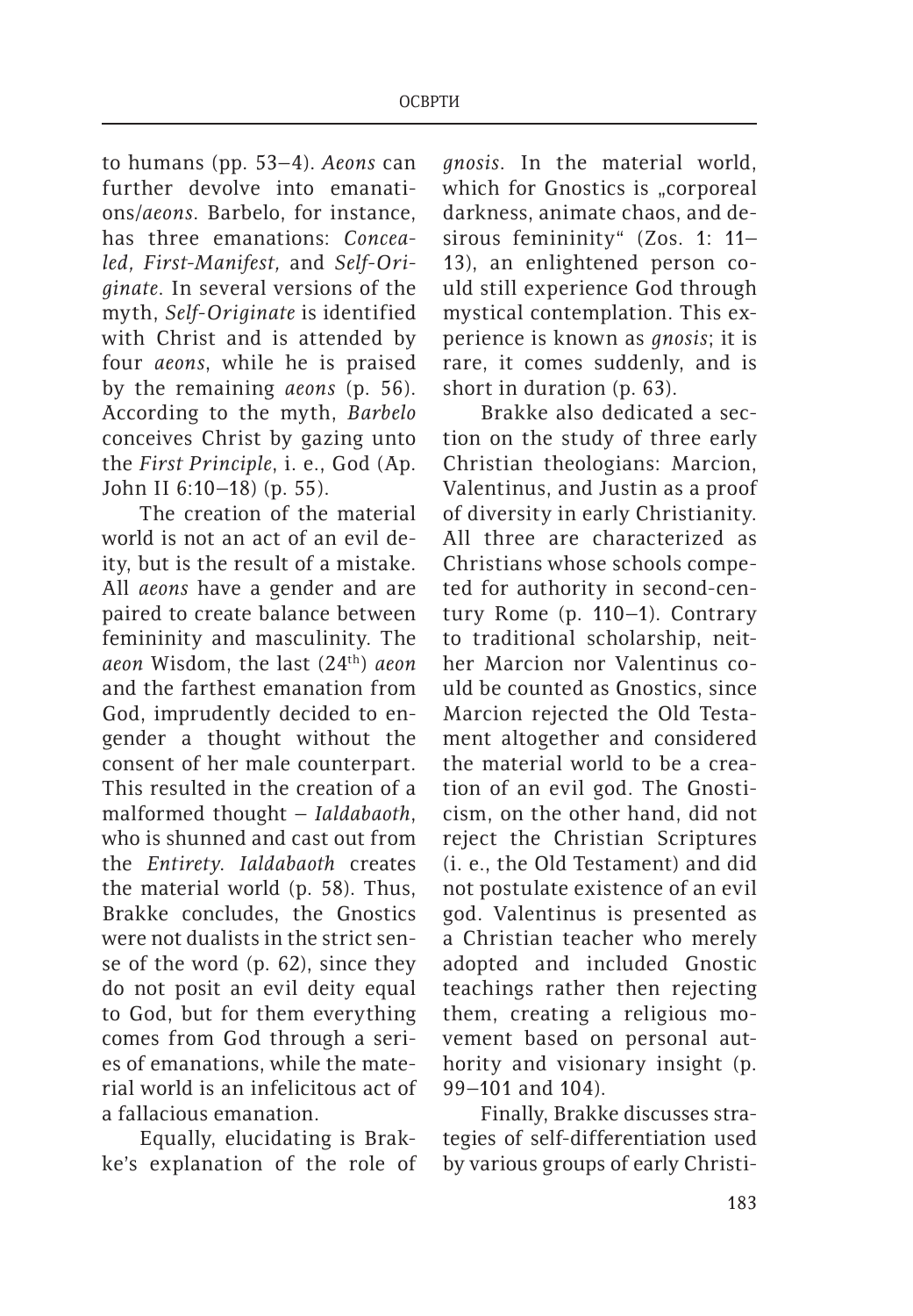to humans (pp. 53–4). *Aeons* can further devolve into emanations/*aeons*. Barbelo, for instance, has three emanations: *Concealed, First-Manifest,* and *Self-Originate*. In several versions of the myth, *Self-Originate* is identified with Christ and is attended by four *aeons*, while he is praised by the remaining *aeons* (p. 56). According to the myth, *Barbelo* conceives Christ by gazing unto the *First Principle*, i. e., God (Ap. John II 6:10–18) (p. 55).

The creation of the material world is not an act of an evil deity, but is the result of a mistake. All *aeons* have a gender and are paired to create balance between femininity and masculinity. The *aeon* Wisdom, the last (24th) *aeon* and the farthest emanation from God, imprudently decided to engender a thought without the consent of her male counterpart. This resulted in the creation of a malformed thought – *Ialdabaoth*, who is shunned and cast out from the *Entirety*. *Ialdabaoth* creates the material world (p. 58). Thus, Brakke concludes, the Gnostics were not dualists in the strict sense of the word (p. 62), since they do not posit an evil deity equal to God, but for them everything comes from God through a series of emanations, while the material world is an infelicitous act of a fallacious emanation.

Equally, elucidating is Brakke's explanation of the role of *gnosis*. In the material world, which for Gnostics is „corporeal darkness, animate chaos, and desirous femininity" (Zos. 1: 11–13), an enlightened person could still experience God through mystical contemplation. This experience is known as *gnosis*; it is rare, it comes suddenly, and is short in duration (p. 63).

Brakke also dedicated a section on the study of three early Christian theologians: Marcion, Valentinus, and Justin as a proof of diversity in early Christianity. All three are characterized as Christians whose schools competed for authority in second-century Rome (p. 110–1). Contrary to traditional scholarship, neither Marcion nor Valentinus could be counted as Gnostics, since Marcion rejected the Old Testament altogether and considered the material world to be a creation of an evil god. The Gnosticism, on the other hand, did not reject the Christian Scriptures (i. e., the Old Testament) and did not postulate existence of an evil god. Valentinus is presented as a Christian teacher who merely adopted and included Gnostic teachings rather then rejecting them, creating a religious movement based on personal authority and visionary insight (p. 99–101 and 104).

Finally, Brakke discusses strategies of self-differentiation used by various groups of early Christi-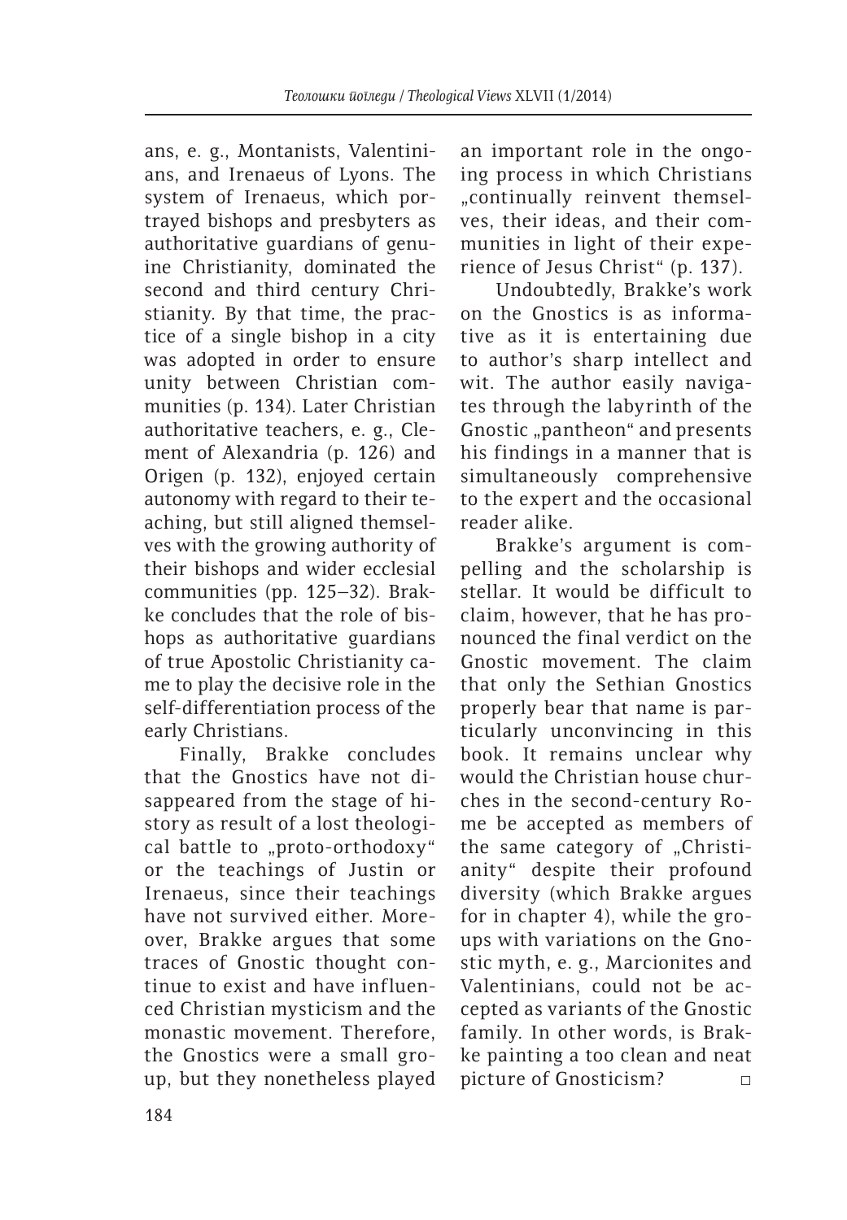ans, e. g., Montanists, Valentinians, and Irenaeus of Lyons. The system of Irenaeus, which portrayed bishops and presbyters as authoritative guardians of genuine Christianity, dominated the second and third century Christianity. By that time, the practice of a single bishop in a city was adopted in order to ensure unity between Christian communities (p. 134). Later Christian authoritative teachers, e. g., Clement of Alexandria (p. 126) and Origen (p. 132), enjoyed certain autonomy with regard to their teaching, but still aligned themselves with the growing authority of their bishops and wider ecclesial communities (pp. 125–32). Brakke concludes that the role of bishops as authoritative guardians of true Apostolic Christianity came to play the decisive role in the self-differentiation process of the early Christians.

Finally, Brakke concludes that the Gnostics have not disappeared from the stage of history as result of a lost theological battle to „proto-orthodoxy" or the teachings of Justin or Irenaeus, since their teachings have not survived either. Moreover, Brakke argues that some traces of Gnostic thought continue to exist and have influenced Christian mysticism and the monastic movement. Therefore, the Gnostics were a small group, but they nonetheless played an important role in the ongoing process in which Christians „continually reinvent themselves, their ideas, and their communities in light of their experience of Jesus Christ" (p. 137).

Undoubtedly, Brakke's work on the Gnostics is as informative as it is entertaining due to author's sharp intellect and wit. The author easily navigates through the labyrinth of the Gnostic „pantheon" and presents his findings in a manner that is simultaneously comprehensive to the expert and the occasional reader alike.

Brakke's argument is compelling and the scholarship is stellar. It would be difficult to claim, however, that he has pronounced the final verdict on the Gnostic movement. The claim that only the Sethian Gnostics properly bear that name is particularly unconvincing in this book. It remains unclear why would the Christian house churches in the second-century Rome be accepted as members of the same category of „Christianity" despite their profound diversity (which Brakke argues for in chapter 4), while the groups with variations on the Gnostic myth, e. g., Marcionites and Valentinians, could not be accepted as variants of the Gnostic family. In other words, is Brakke painting a too clean and neat picture of Gnosticism? □